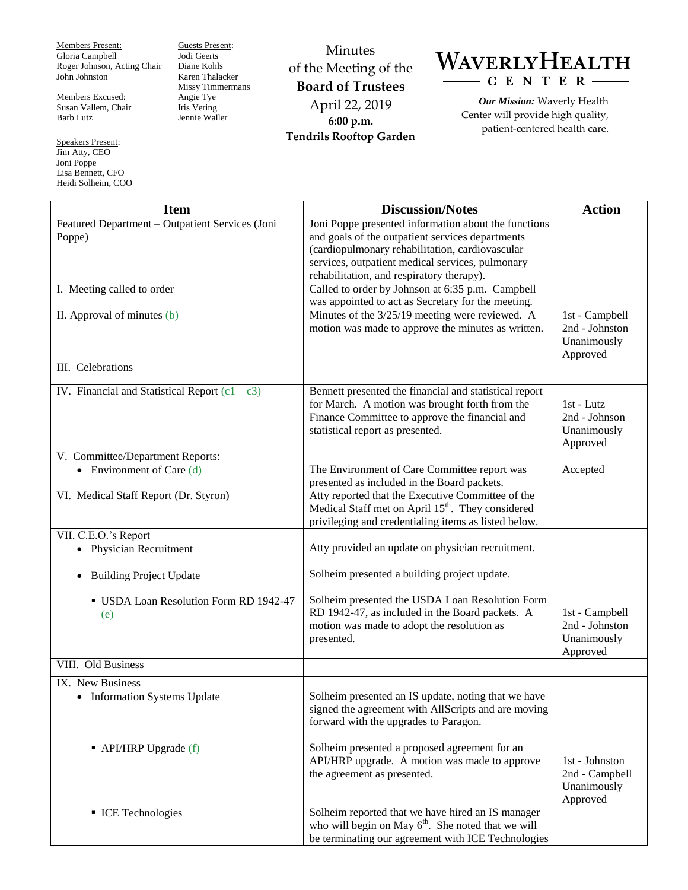Members Present:
Gloria Campbell
Roger Johnson, Acting Chair
John Johnston

Members Excused:
Susan Vallem, Chair
Barb Lutz

Speakers Present:
Jim Atty, CEO
Joni Poppe
Lisa Bennett, CFO
Heidi Solheim, COO

Guests Present:
Jodi Geerts
Diane Kohls
Karen Thalacker
Missy Timmermans
Angie Tye
Iris Vering
Jennie Waller

Minutes
of the Meeting of the
**Board of Trustees**
April 22, 2019
**6:00 p.m.**
**Tendrils Rooftop Garden**

# WAVERLY HEALTH CENTER

***Our Mission:*** Waverly Health Center will provide high quality, patient-centered health care.

| Item | Discussion/Notes | Action |
|---|---|---|
| Featured Department – Outpatient Services (Joni Poppe) | Joni Poppe presented information about the functions and goals of the outpatient services departments (cardiopulmonary rehabilitation, cardiovascular services, outpatient medical services, pulmonary rehabilitation, and respiratory therapy). | |
| I. Meeting called to order | Called to order by Johnson at 6:35 p.m. Campbell was appointed to act as Secretary for the meeting. | |
| II. Approval of minutes (b) | Minutes of the 3/25/19 meeting were reviewed. A motion was made to approve the minutes as written. | 1st - Campbell<br>2nd - Johnston<br>Unanimously Approved |
| III. Celebrations | | |
| IV. Financial and Statistical Report (c1 – c3) | Bennett presented the financial and statistical report for March. A motion was brought forth from the Finance Committee to approve the financial and statistical report as presented. | 1st - Lutz<br>2nd - Johnson<br>Unanimously Approved |
| V. Committee/Department Reports:<br>• Environment of Care (d) | The Environment of Care Committee report was presented as included in the Board packets. | Accepted |
| VI. Medical Staff Report (Dr. Styron) | Atty reported that the Executive Committee of the Medical Staff met on April 15th. They considered privileging and credentialing items as listed below. | |
| VII. C.E.O.'s Report<br>• Physician Recruitment<br>• Building Project Update<br>▪ USDA Loan Resolution Form RD 1942-47 (e) | Atty provided an update on physician recruitment.<br>Solheim presented a building project update.<br>Solheim presented the USDA Loan Resolution Form RD 1942-47, as included in the Board packets. A motion was made to adopt the resolution as presented. | 1st - Campbell<br>2nd - Johnston<br>Unanimously Approved |
| VIII. Old Business | | |
| IX. New Business<br>• Information Systems Update<br>▪ API/HRP Upgrade (f)<br>▪ ICE Technologies | Solheim presented an IS update, noting that we have signed the agreement with AllScripts and are moving forward with the upgrades to Paragon.<br>Solheim presented a proposed agreement for an API/HRP upgrade. A motion was made to approve the agreement as presented.<br>Solheim reported that we have hired an IS manager who will begin on May 6th. She noted that we will be terminating our agreement with ICE Technologies | 1st - Johnston<br>2nd - Campbell<br>Unanimously Approved |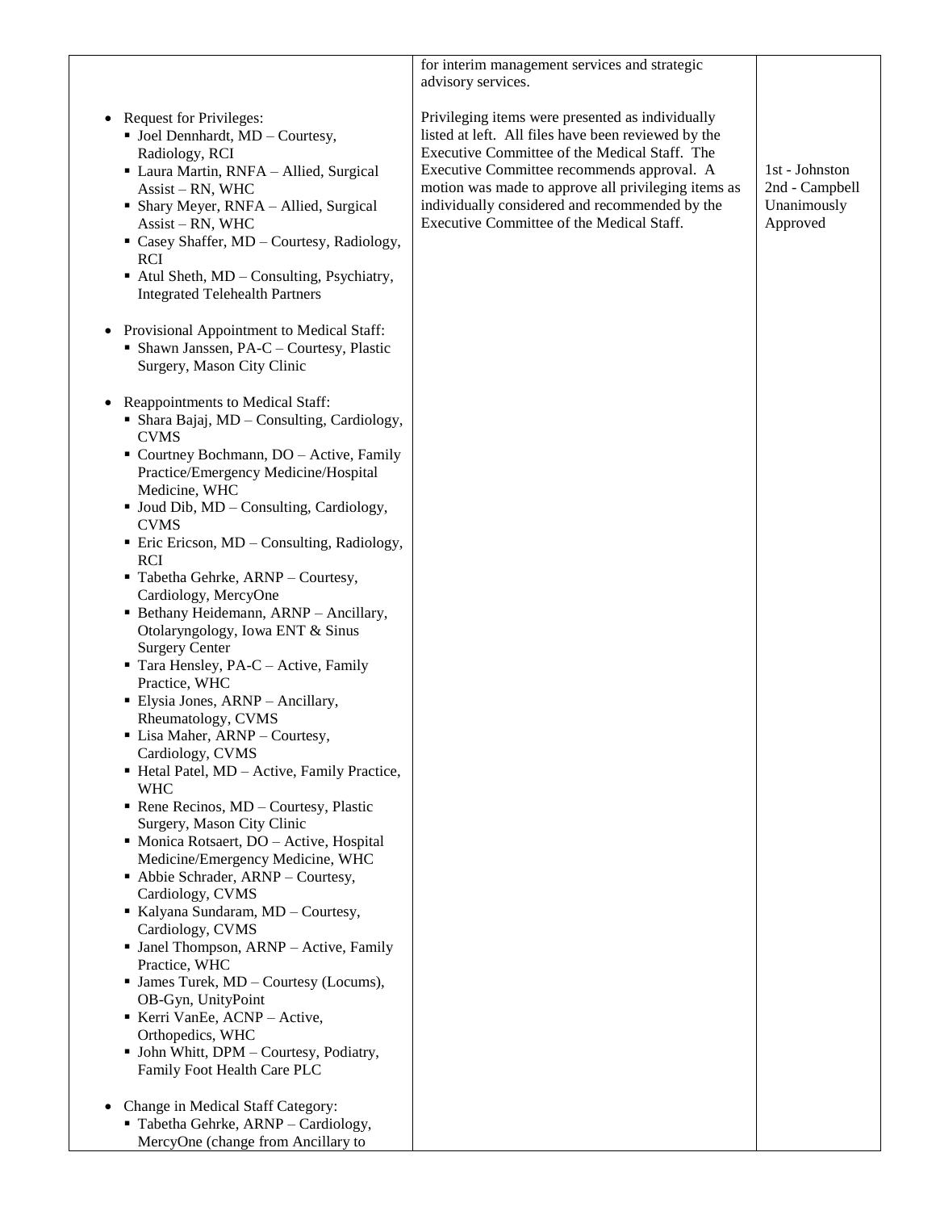| | | |
|---|---|---|
| | for interim management services and strategic advisory services. | |
| • Request for Privileges:<br>▪ Joel Dennhardt, MD – Courtesy, Radiology, RCI<br>▪ Laura Martin, RNFA – Allied, Surgical Assist – RN, WHC<br>▪ Shary Meyer, RNFA – Allied, Surgical Assist – RN, WHC<br>▪ Casey Shaffer, MD – Courtesy, Radiology, RCI<br>▪ Atul Sheth, MD – Consulting, Psychiatry, Integrated Telehealth Partners<br><br>• Provisional Appointment to Medical Staff:<br>▪ Shawn Janssen, PA-C – Courtesy, Plastic Surgery, Mason City Clinic<br><br>• Reappointments to Medical Staff:<br>▪ Shara Bajaj, MD – Consulting, Cardiology, CVMS<br>▪ Courtney Bochmann, DO – Active, Family Practice/Emergency Medicine/Hospital Medicine, WHC<br>▪ Joud Dib, MD – Consulting, Cardiology, CVMS<br>▪ Eric Ericson, MD – Consulting, Radiology, RCI<br>▪ Tabetha Gehrke, ARNP – Courtesy, Cardiology, MercyOne<br>▪ Bethany Heidemann, ARNP – Ancillary, Otolaryngology, Iowa ENT & Sinus Surgery Center<br>▪ Tara Hensley, PA-C – Active, Family Practice, WHC<br>▪ Elysia Jones, ARNP – Ancillary, Rheumatology, CVMS<br>▪ Lisa Maher, ARNP – Courtesy, Cardiology, CVMS<br>▪ Hetal Patel, MD – Active, Family Practice, WHC<br>▪ Rene Recinos, MD – Courtesy, Plastic Surgery, Mason City Clinic<br>▪ Monica Rotsaert, DO – Active, Hospital Medicine/Emergency Medicine, WHC<br>▪ Abbie Schrader, ARNP – Courtesy, Cardiology, CVMS<br>▪ Kalyana Sundaram, MD – Courtesy, Cardiology, CVMS<br>▪ Janel Thompson, ARNP – Active, Family Practice, WHC<br>▪ James Turek, MD – Courtesy (Locums), OB-Gyn, UnityPoint<br>▪ Kerri VanEe, ACNP – Active, Orthopedics, WHC<br>▪ John Whitt, DPM – Courtesy, Podiatry, Family Foot Health Care PLC<br><br>• Change in Medical Staff Category:<br>▪ Tabetha Gehrke, ARNP – Cardiology, MercyOne (change from Ancillary to | Privileging items were presented as individually listed at left. All files have been reviewed by the Executive Committee of the Medical Staff. The Executive Committee recommends approval. A motion was made to approve all privileging items as individually considered and recommended by the Executive Committee of the Medical Staff. | 1st - Johnston<br>2nd - Campbell<br>Unanimously Approved |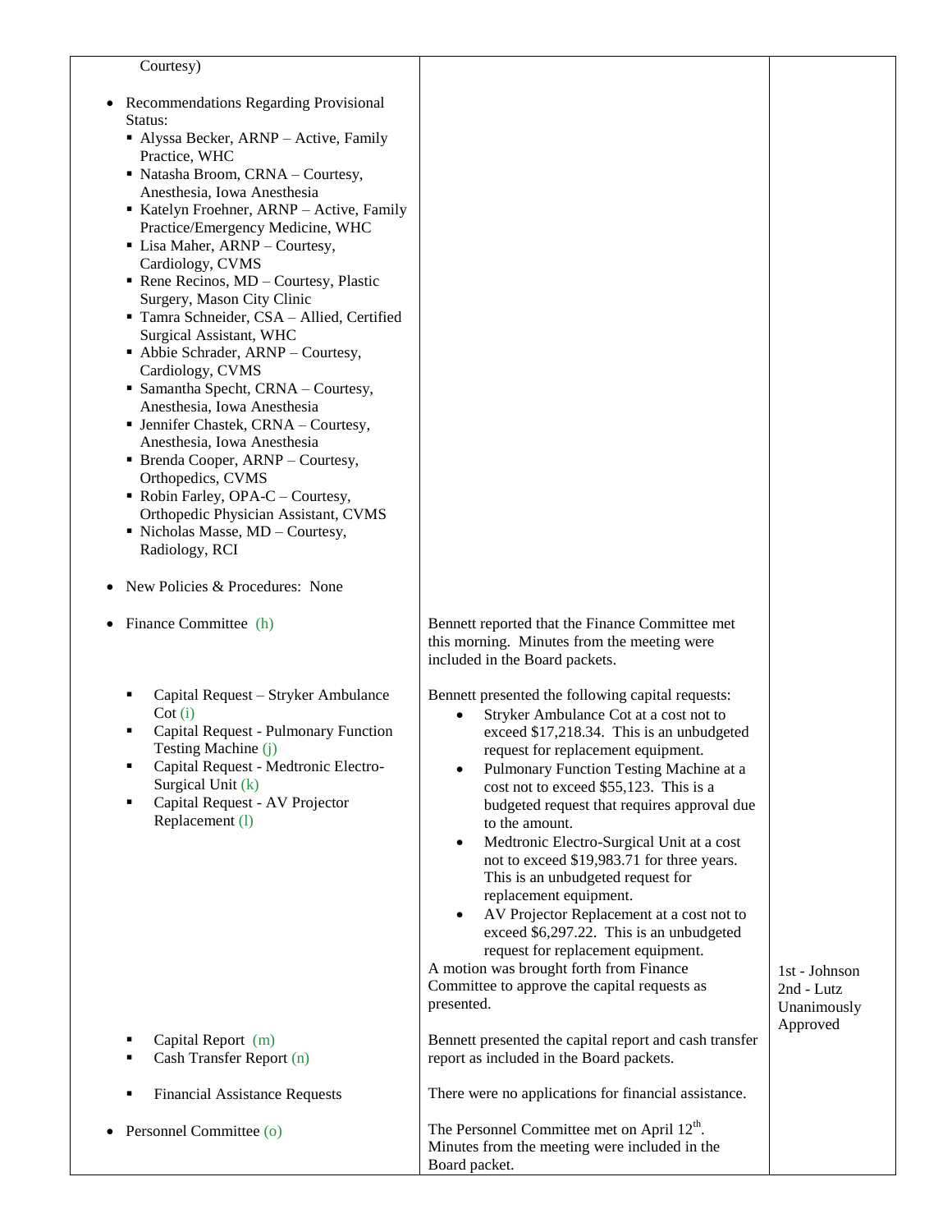| | | |
|---|---|---|
| Courtesy)<br><br>• Recommendations Regarding Provisional Status:<br>▪ Alyssa Becker, ARNP – Active, Family Practice, WHC<br>▪ Natasha Broom, CRNA – Courtesy, Anesthesia, Iowa Anesthesia<br>▪ Katelyn Froehner, ARNP – Active, Family Practice/Emergency Medicine, WHC<br>▪ Lisa Maher, ARNP – Courtesy, Cardiology, CVMS<br>▪ Rene Recinos, MD – Courtesy, Plastic Surgery, Mason City Clinic<br>▪ Tamra Schneider, CSA – Allied, Certified Surgical Assistant, WHC<br>▪ Abbie Schrader, ARNP – Courtesy, Cardiology, CVMS<br>▪ Samantha Specht, CRNA – Courtesy, Anesthesia, Iowa Anesthesia<br>▪ Jennifer Chastek, CRNA – Courtesy, Anesthesia, Iowa Anesthesia<br>▪ Brenda Cooper, ARNP – Courtesy, Orthopedics, CVMS<br>▪ Robin Farley, OPA-C – Courtesy, Orthopedic Physician Assistant, CVMS<br>▪ Nicholas Masse, MD – Courtesy, Radiology, RCI<br><br>• New Policies & Procedures: None | | |
| • Finance Committee (h) | Bennett reported that the Finance Committee met this morning. Minutes from the meeting were included in the Board packets. | |
| ▪ Capital Request – Stryker Ambulance Cot (i)<br>▪ Capital Request - Pulmonary Function Testing Machine (j)<br>▪ Capital Request - Medtronic Electro-Surgical Unit (k)<br>▪ Capital Request - AV Projector Replacement (l) | Bennett presented the following capital requests:<br>• Stryker Ambulance Cot at a cost not to exceed $17,218.34. This is an unbudgeted request for replacement equipment.<br>• Pulmonary Function Testing Machine at a cost not to exceed $55,123. This is a budgeted request that requires approval due to the amount.<br>• Medtronic Electro-Surgical Unit at a cost not to exceed $19,983.71 for three years. This is an unbudgeted request for replacement equipment.<br>• AV Projector Replacement at a cost not to exceed $6,297.22. This is an unbudgeted request for replacement equipment.<br>A motion was brought forth from Finance Committee to approve the capital requests as presented. | 1st - Johnson<br>2nd - Lutz<br>Unanimously Approved |
| ▪ Capital Report (m)<br>▪ Cash Transfer Report (n) | Bennett presented the capital report and cash transfer report as included in the Board packets. | |
| ▪ Financial Assistance Requests | There were no applications for financial assistance. | |
| • Personnel Committee (o) | The Personnel Committee met on April 12th. Minutes from the meeting were included in the Board packet. | |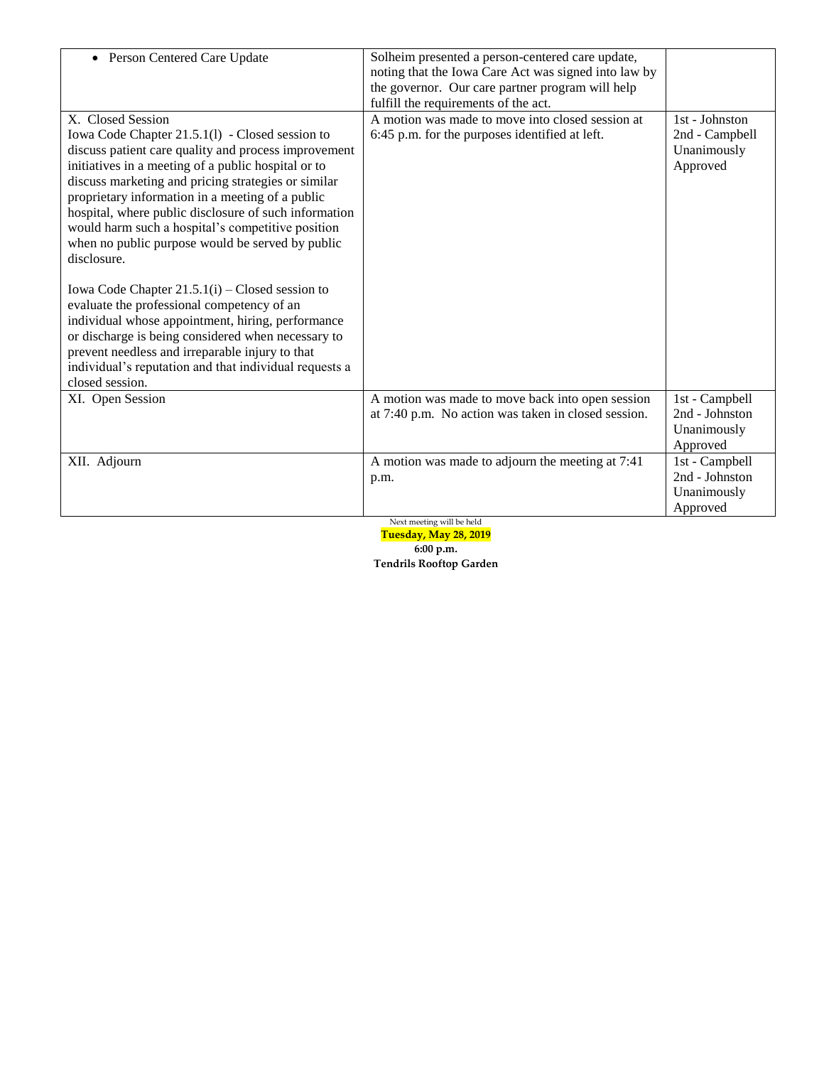| | | |
|---|---|---|
| • Person Centered Care Update | Solheim presented a person-centered care update, noting that the Iowa Care Act was signed into law by the governor. Our care partner program will help fulfill the requirements of the act. | |
| X. Closed Session<br>Iowa Code Chapter 21.5.1(l) - Closed session to discuss patient care quality and process improvement initiatives in a meeting of a public hospital or to discuss marketing and pricing strategies or similar proprietary information in a meeting of a public hospital, where public disclosure of such information would harm such a hospital's competitive position when no public purpose would be served by public disclosure.<br><br>Iowa Code Chapter 21.5.1(i) – Closed session to evaluate the professional competency of an individual whose appointment, hiring, performance or discharge is being considered when necessary to prevent needless and irreparable injury to that individual's reputation and that individual requests a closed session. | A motion was made to move into closed session at 6:45 p.m. for the purposes identified at left. | 1st - Johnston<br>2nd - Campbell<br>Unanimously Approved |
| XI. Open Session | A motion was made to move back into open session at 7:40 p.m. No action was taken in closed session. | 1st - Campbell<br>2nd - Johnston<br>Unanimously Approved |
| XII. Adjourn | A motion was made to adjourn the meeting at 7:41 p.m. | 1st - Campbell<br>2nd - Johnston<br>Unanimously Approved |

Next meeting will be held

**Tuesday, May 28, 2019**

**6:00 p.m.**

**Tendrils Rooftop Garden**